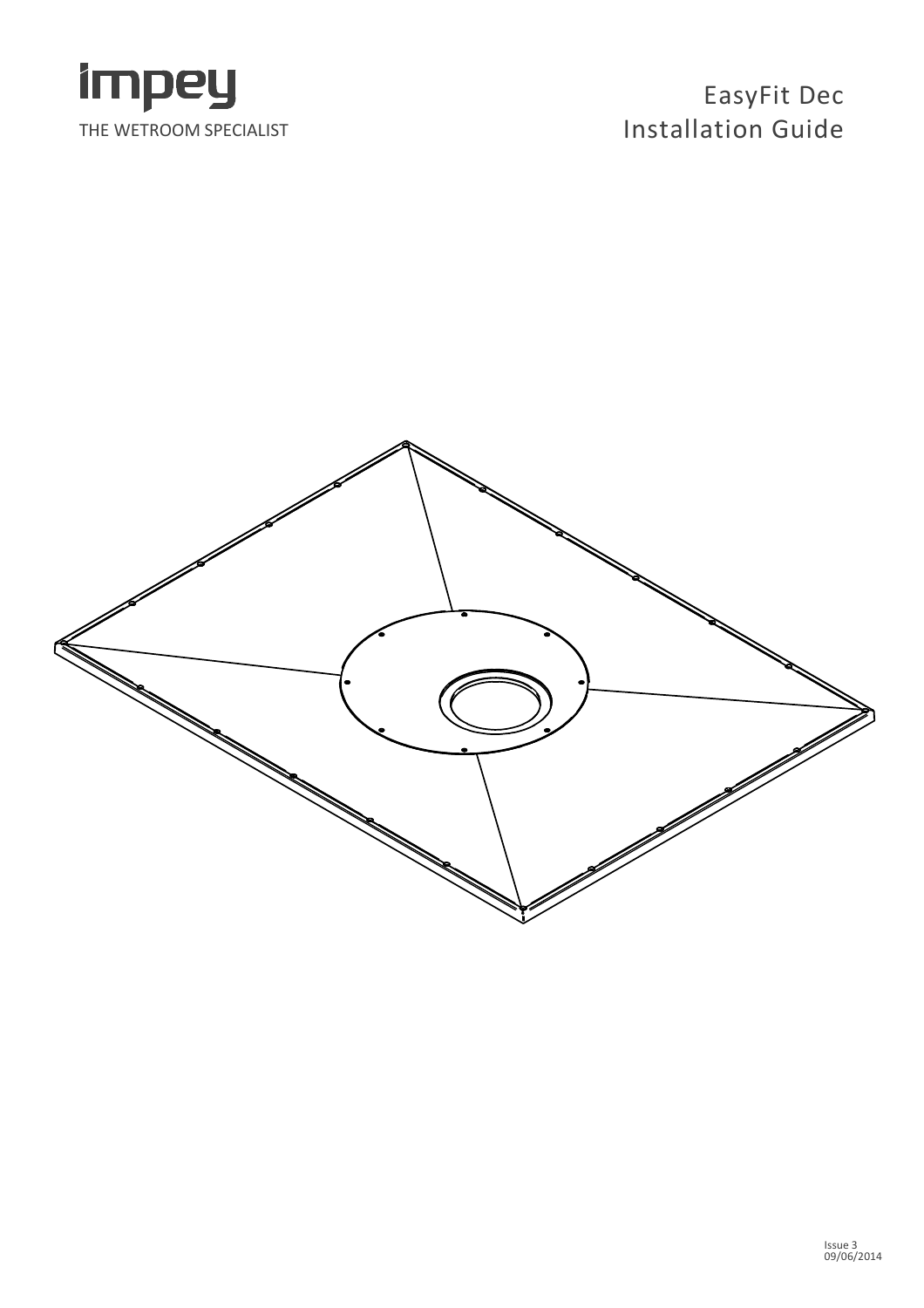impey

THE WETROOM SPECIALIST

# EasyFit Dec
# Installation Guide

Issue 3
09/06/2014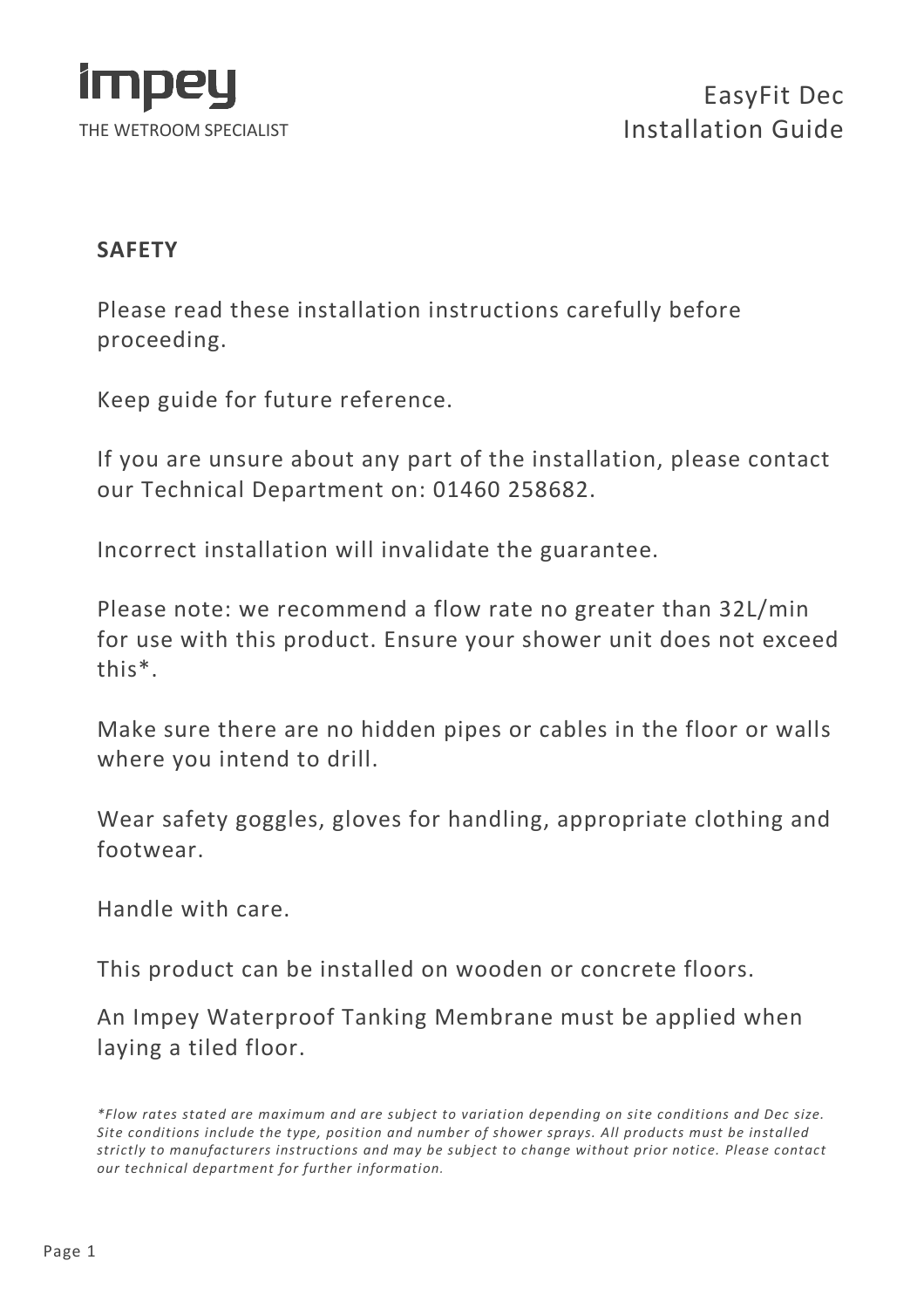impey
THE WETROOM SPECIALIST

EasyFit Dec
Installation Guide

**SAFETY**

Please read these installation instructions carefully before proceeding.

Keep guide for future reference.

If you are unsure about any part of the installation, please contact our Technical Department on: 01460 258682.

Incorrect installation will invalidate the guarantee.

Please note: we recommend a flow rate no greater than 32L/min for use with this product. Ensure your shower unit does not exceed this*.

Make sure there are no hidden pipes or cables in the floor or walls where you intend to drill.

Wear safety goggles, gloves for handling, appropriate clothing and footwear.

Handle with care.

This product can be installed on wooden or concrete floors.

An Impey Waterproof Tanking Membrane must be applied when laying a tiled floor.

*\*Flow rates stated are maximum and are subject to variation depending on site conditions and Dec size. Site conditions include the type, position and number of shower sprays. All products must be installed strictly to manufacturers instructions and may be subject to change without prior notice. Please contact our technical department for further information.*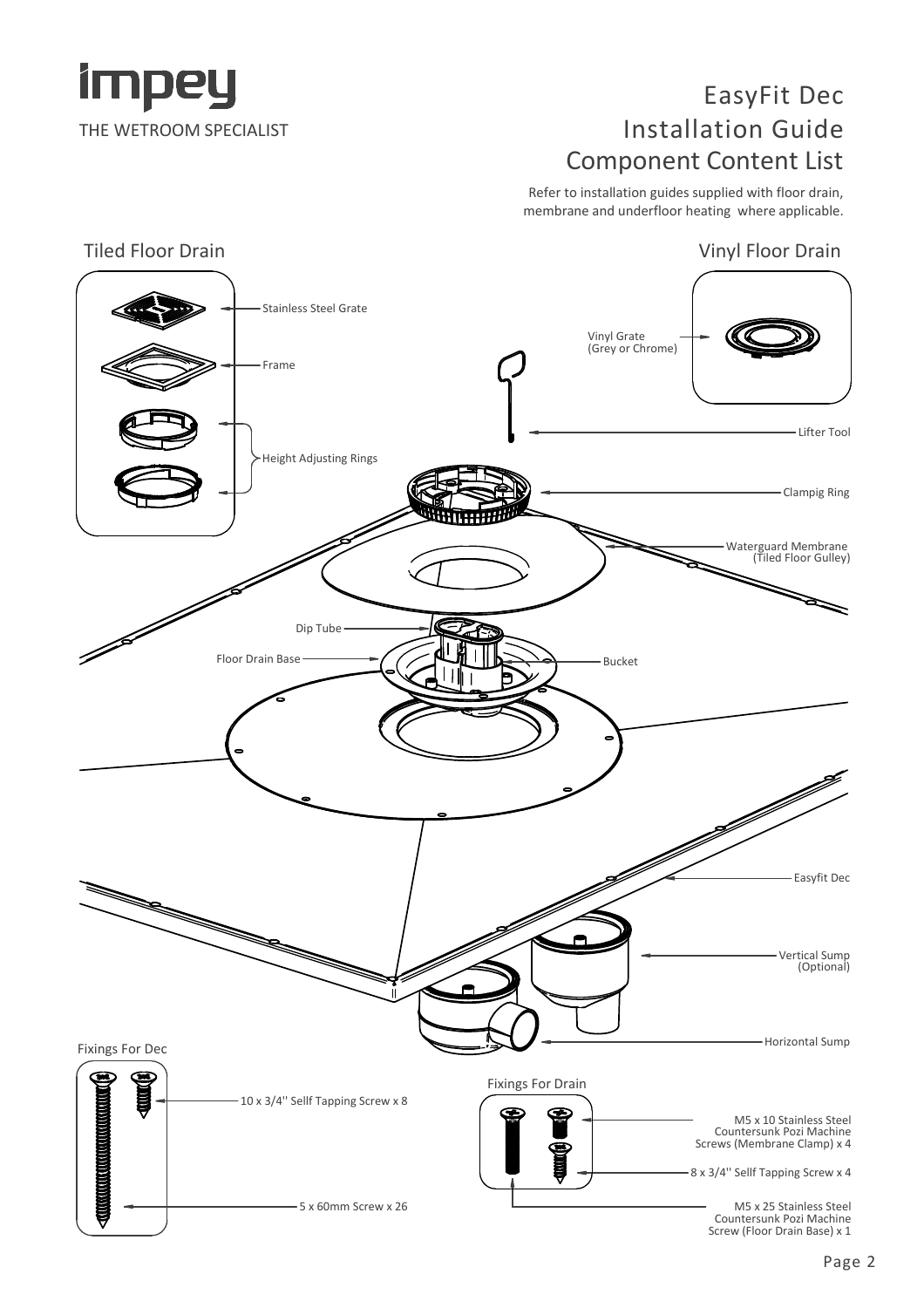# EasyFit Dec Installation Guide Component Content List

Refer to installation guides supplied with floor drain, membrane and underfloor heating where applicable.

## Tiled Floor Drain

- Stainless Steel Grate
- Frame
- Height Adjusting Rings

## Vinyl Floor Drain

- Vinyl Grate (Grey or Chrome)

---

- Lifter Tool
- Clampig Ring
- Waterguard Membrane (Tiled Floor Gulley)
- Dip Tube
- Floor Drain Base
- Bucket
- Easyfit Dec
- Vertical Sump (Optional)
- Horizontal Sump

## Fixings For Dec

- 10 x 3/4'' Sellf Tapping Screw x 8
- 5 x 60mm Screw x 26

## Fixings For Drain

- M5 x 10 Stainless Steel Countersunk Pozi Machine Screws (Membrane Clamp) x 4
- 8 x 3/4'' Sellf Tapping Screw x 4
- M5 x 25 Stainless Steel Countersunk Pozi Machine Screw (Floor Drain Base) x 1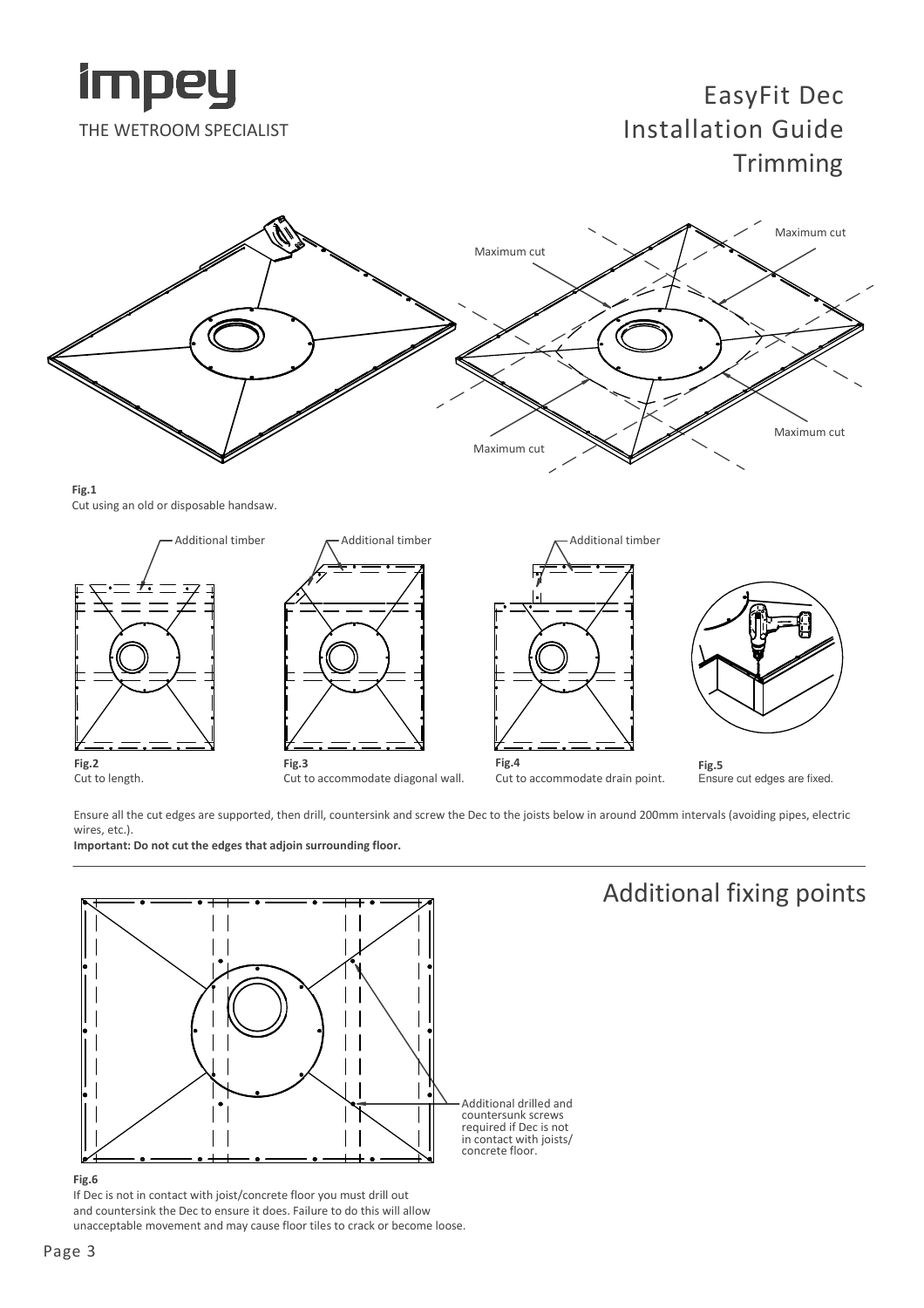# EasyFit Dec Installation Guide Trimming

**Fig.1**
Cut using an old or disposable handsaw.

**Fig.2**
Cut to length.

**Fig.3**
Cut to accommodate diagonal wall.

**Fig.4**
Cut to accommodate drain point.

**Fig.5**
Ensure cut edges are fixed.

Ensure all the cut edges are supported, then drill, countersink and screw the Dec to the joists below in around 200mm intervals (avoiding pipes, electric wires, etc.).

**Important: Do not cut the edges that adjoin surrounding floor.**

## Additional fixing points

**Fig.6**
If Dec is not in contact with joist/concrete floor you must drill out and countersink the Dec to ensure it does. Failure to do this will allow unacceptable movement and may cause floor tiles to crack or become loose.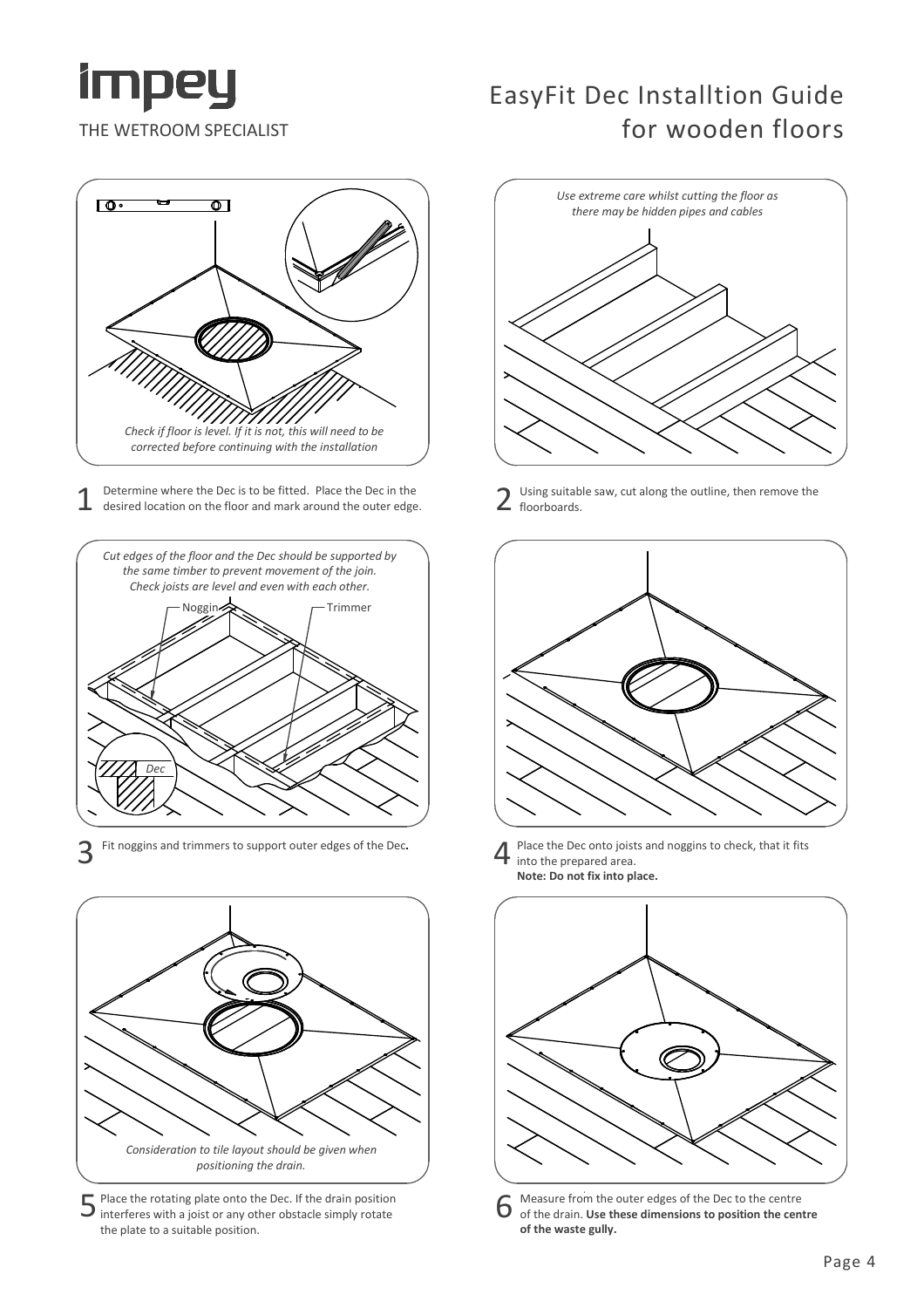# impey

THE WETROOM SPECIALIST

# EasyFit Dec Installtion Guide for wooden floors

*Check if floor is level. If it is not, this will need to be corrected before continuing with the installation*

**1** Determine where the Dec is to be fitted. Place the Dec in the desired location on the floor and mark around the outer edge.

*Use extreme care whilst cutting the floor as there may be hidden pipes and cables*

**2** Using suitable saw, cut along the outline, then remove the floorboards.

*Cut edges of the floor and the Dec should be supported by the same timber to prevent movement of the join. Check joists are level and even with each other.*

Noggin

Trimmer

Dec

**3** Fit noggins and trimmers to support outer edges of the Dec**.**

**4** Place the Dec onto joists and noggins to check, that it fits into the prepared area.
**Note: Do not fix into place.**

*Consideration to tile layout should be given when positioning the drain.*

**5** Place the rotating plate onto the Dec. If the drain position interferes with a joist or any other obstacle simply rotate the plate to a suitable position.

**6** Measure from the outer edges of the Dec to the centre of the drain. **Use these dimensions to position the centre of the waste gully.**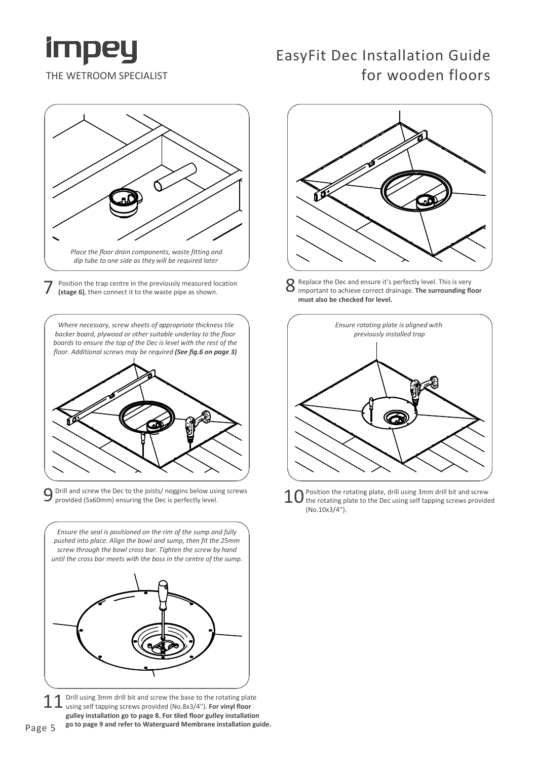# EasyFit Dec Installation Guide for wooden floors

*Place the floor drain components, waste fitting and dip tube to one side as they will be required later*

**7** Position the trap centre in the previously measured location **(stage 6)**, then connect it to the waste pipe as shown.

**8** Replace the Dec and ensure it's perfectly level. This is very important to achieve correct drainage. **The surrounding floor must also be checked for level.**

*Where necessary, screw sheets of appropriate thickness tile backer board, plywood or other suitable underlay to the floor boards to ensure the top of the Dec is level with the rest of the floor. Additional screws may be required **(See fig.6 on page 3)***

**9** Drill and screw the Dec to the joists/ noggins below using screws provided (5x60mm) ensuring the Dec is perfectly level.

*Ensure rotating plate is aligned with previously installed trap*

**10** Position the rotating plate, drill using 3mm drill bit and screw the rotating plate to the Dec using self tapping screws provided (No.10x3/4'').

*Ensure the seal is positioned on the rim of the sump and fully pushed into place. Align the bowl and sump, then fit the 25mm screw through the bowl cross bar. Tighten the screw by hand until the cross bar meets with the boss in the centre of the sump.*

**11** Drill using 3mm drill bit and screw the base to the rotating plate using self tapping screws provided (No.8x3/4''). **For vinyl floor gulley installation go to page 8. For tiled floor gulley installation go to page 9 and refer to Waterguard Membrane installation guide.**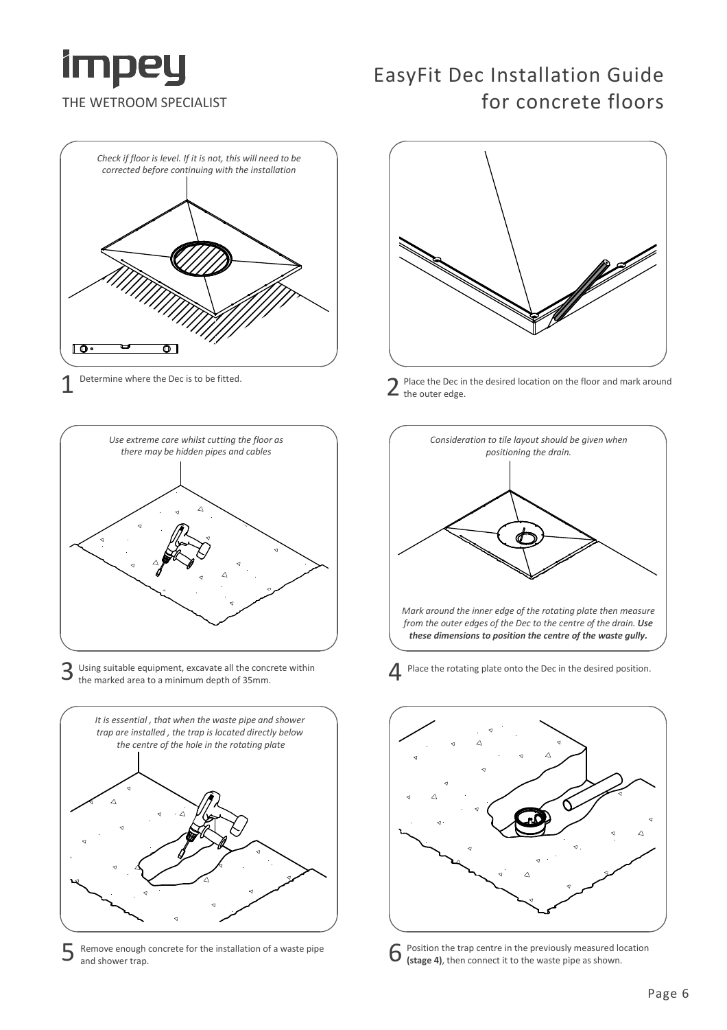# impey

THE WETROOM SPECIALIST

# EasyFit Dec Installation Guide for concrete floors

*Check if floor is level. If it is not, this will need to be corrected before continuing with the installation*

1 Determine where the Dec is to be fitted.

2 Place the Dec in the desired location on the floor and mark around the outer edge.

*Use extreme care whilst cutting the floor as there may be hidden pipes and cables*

3 Using suitable equipment, excavate all the concrete within the marked area to a minimum depth of 35mm.

*Consideration to tile layout should be given when positioning the drain.*

*Mark around the inner edge of the rotating plate then measure from the outer edges of the Dec to the centre of the drain. **Use these dimensions to position the centre of the waste gully.***

4 Place the rotating plate onto the Dec in the desired position.

*It is essential , that when the waste pipe and shower trap are installed , the trap is located directly below the centre of the hole in the rotating plate*

5 Remove enough concrete for the installation of a waste pipe and shower trap.

6 Position the trap centre in the previously measured location **(stage 4)**, then connect it to the waste pipe as shown.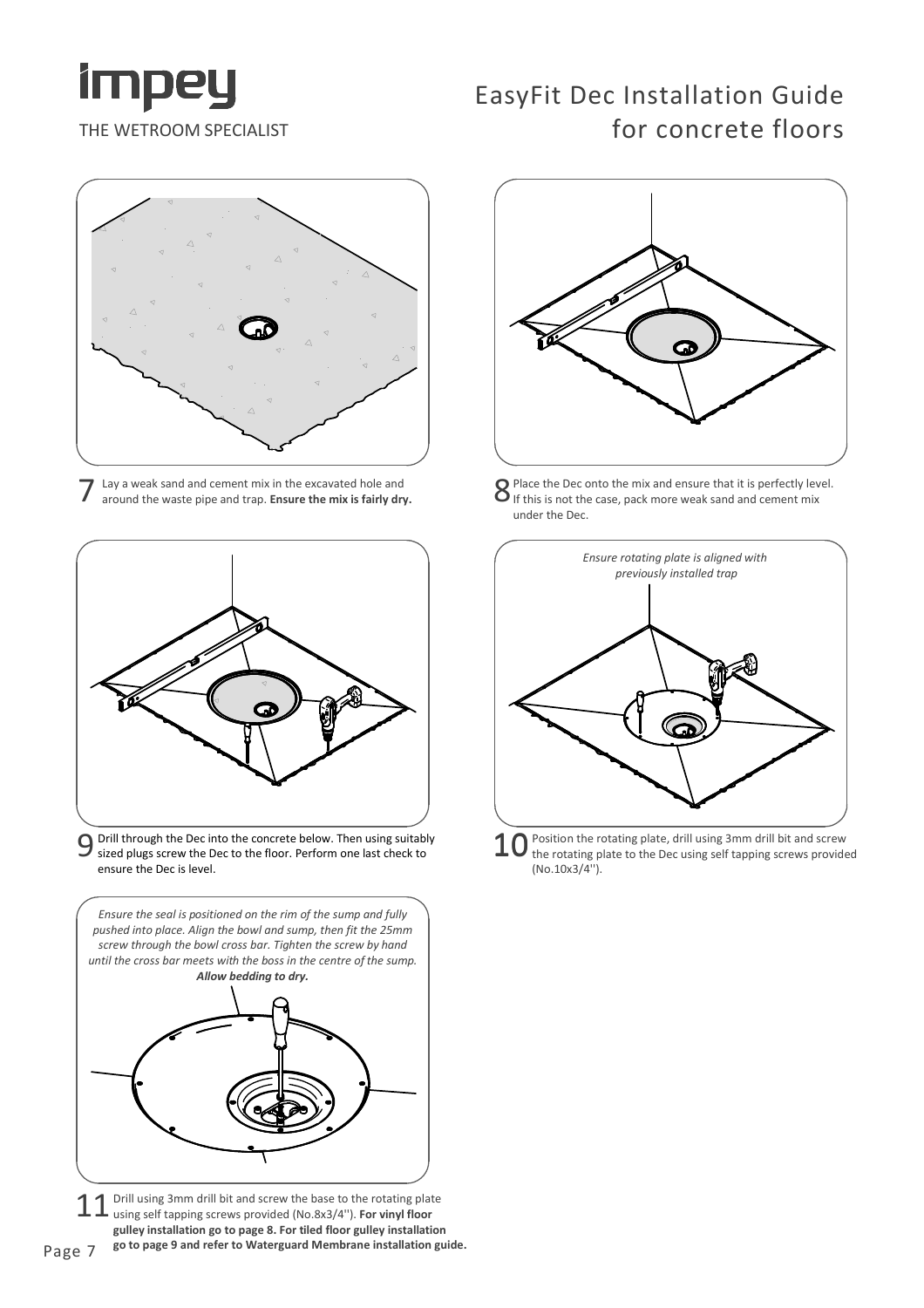# EasyFit Dec Installation Guide for concrete floors

7 Lay a weak sand and cement mix in the excavated hole and around the waste pipe and trap. **Ensure the mix is fairly dry.**

8 Place the Dec onto the mix and ensure that it is perfectly level. If this is not the case, pack more weak sand and cement mix under the Dec.

9 Drill through the Dec into the concrete below. Then using suitably sized plugs screw the Dec to the floor. Perform one last check to ensure the Dec is level.

*Ensure rotating plate is aligned with previously installed trap*

10 Position the rotating plate, drill using 3mm drill bit and screw the rotating plate to the Dec using self tapping screws provided (No.10x3/4'').

*Ensure the seal is positioned on the rim of the sump and fully pushed into place. Align the bowl and sump, then fit the 25mm screw through the bowl cross bar. Tighten the screw by hand until the cross bar meets with the boss in the centre of the sump.* ***Allow bedding to dry.***

11 Drill using 3mm drill bit and screw the base to the rotating plate using self tapping screws provided (No.8x3/4''). **For vinyl floor gulley installation go to page 8. For tiled floor gulley installation go to page 9 and refer to Waterguard Membrane installation guide.**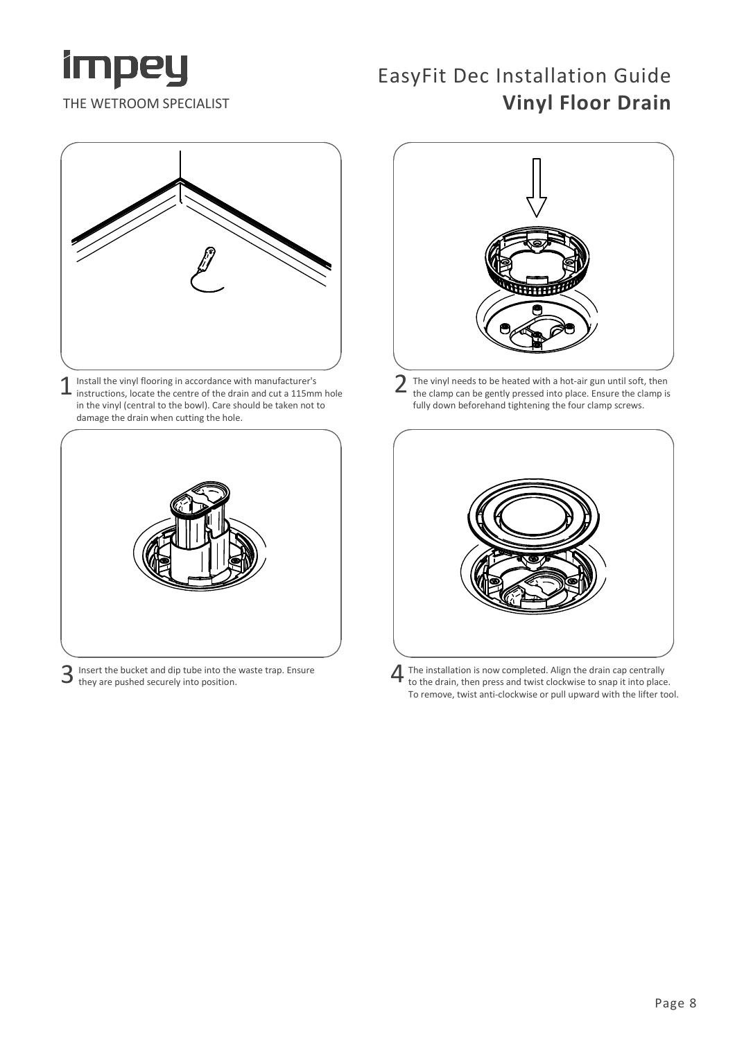# EasyFit Dec Installation Guide

## Vinyl Floor Drain

1 Install the vinyl flooring in accordance with manufacturer's instructions, locate the centre of the drain and cut a 115mm hole in the vinyl (central to the bowl). Care should be taken not to damage the drain when cutting the hole.

2 The vinyl needs to be heated with a hot-air gun until soft, then the clamp can be gently pressed into place. Ensure the clamp is fully down beforehand tightening the four clamp screws.

3 Insert the bucket and dip tube into the waste trap. Ensure they are pushed securely into position.

4 The installation is now completed. Align the drain cap centrally to the drain, then press and twist clockwise to snap it into place. To remove, twist anti-clockwise or pull upward with the lifter tool.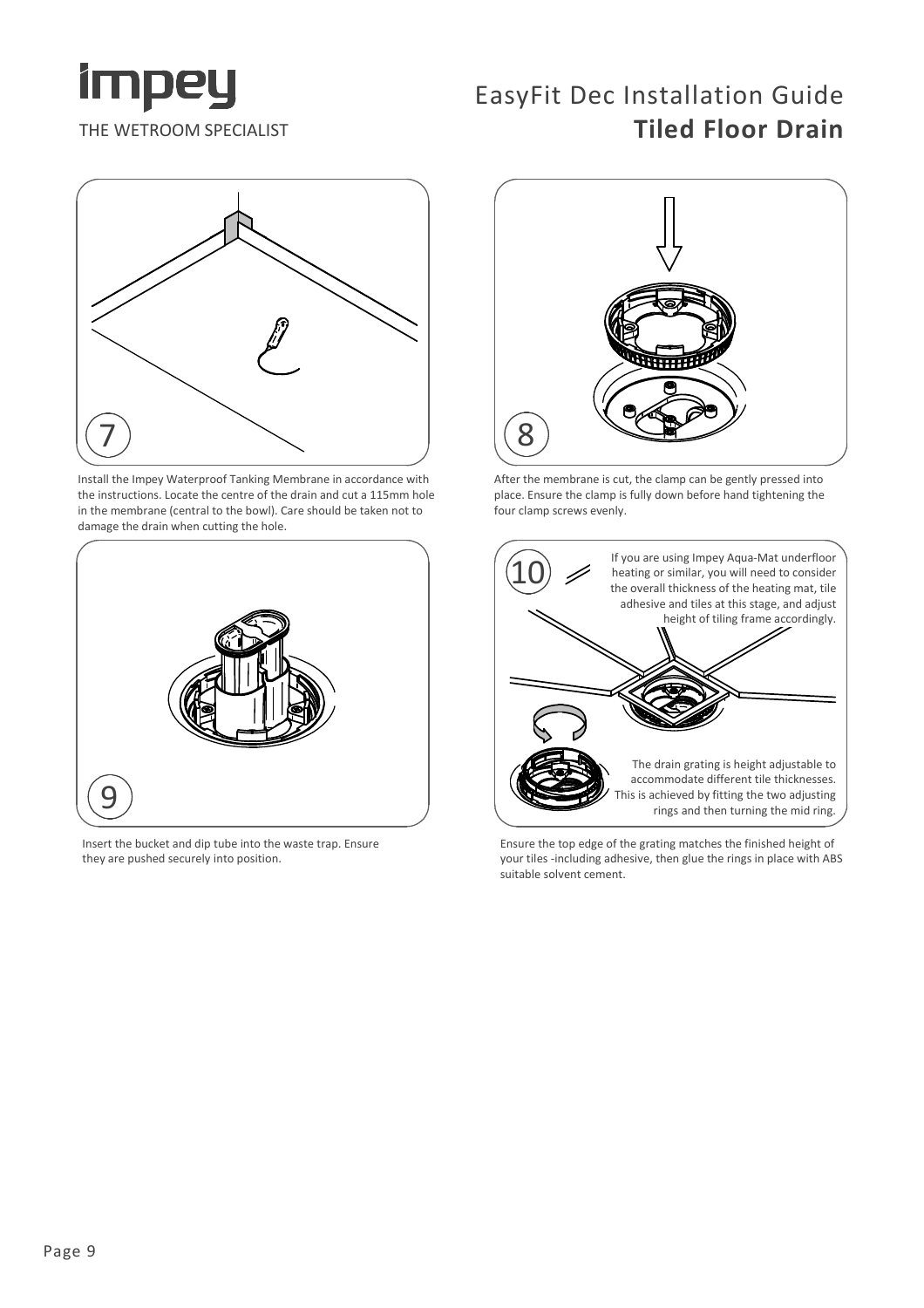# EasyFit Dec Installation Guide
## Tiled Floor Drain

7

Install the Impey Waterproof Tanking Membrane in accordance with the instructions. Locate the centre of the drain and cut a 115mm hole in the membrane (central to the bowl). Care should be taken not to damage the drain when cutting the hole.

8

After the membrane is cut, the clamp can be gently pressed into place. Ensure the clamp is fully down before hand tightening the four clamp screws evenly.

9

Insert the bucket and dip tube into the waste trap. Ensure they are pushed securely into position.

10

If you are using Impey Aqua-Mat underfloor heating or similar, you will need to consider the overall thickness of the heating mat, tile adhesive and tiles at this stage, and adjust height of tiling frame accordingly.

The drain grating is height adjustable to accommodate different tile thicknesses. This is achieved by fitting the two adjusting rings and then turning the mid ring.

Ensure the top edge of the grating matches the finished height of your tiles -including adhesive, then glue the rings in place with ABS suitable solvent cement.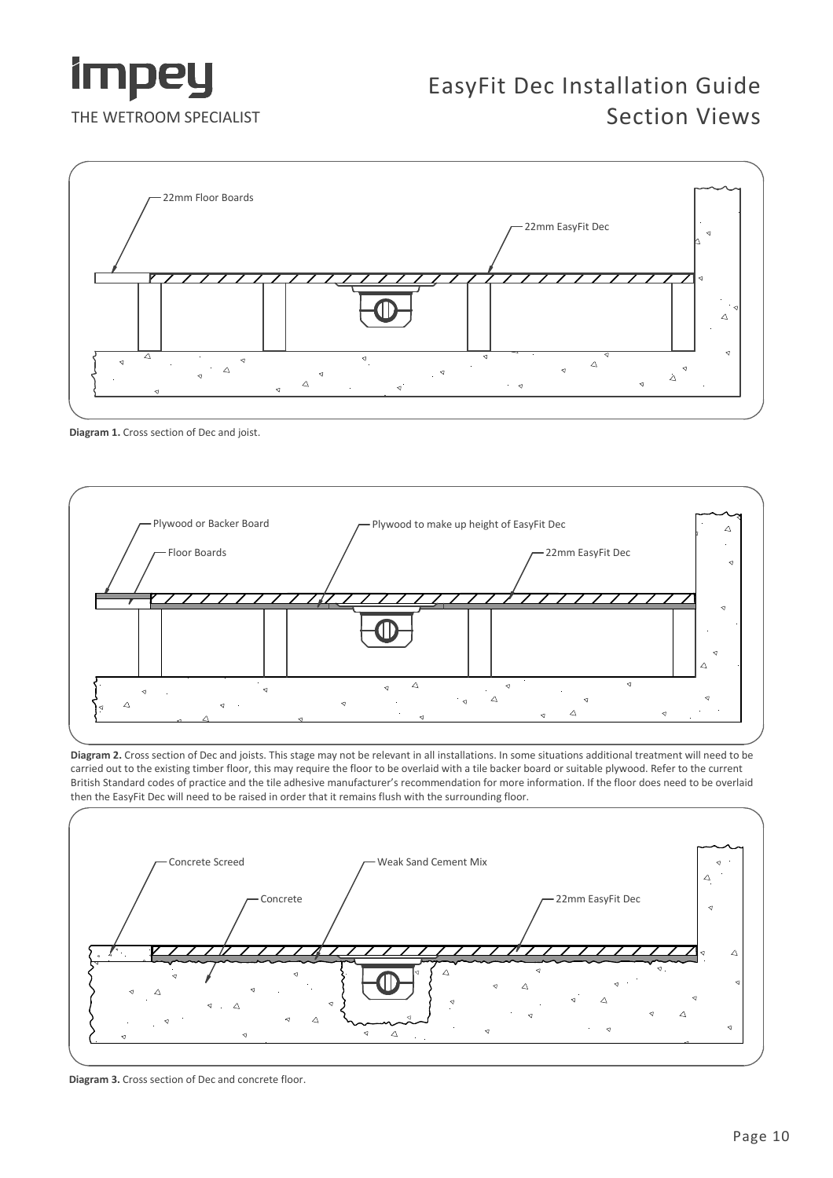# EasyFit Dec Installation Guide
## Section Views

22mm Floor Boards

22mm EasyFit Dec

**Diagram 1.** Cross section of Dec and joist.

Plywood or Backer Board

Floor Boards

Plywood to make up height of EasyFit Dec

22mm EasyFit Dec

**Diagram 2.** Cross section of Dec and joists. This stage may not be relevant in all installations. In some situations additional treatment will need to be carried out to the existing timber floor, this may require the floor to be overlaid with a tile backer board or suitable plywood. Refer to the current British Standard codes of practice and the tile adhesive manufacturer's recommendation for more information. If the floor does need to be overlaid then the EasyFit Dec will need to be raised in order that it remains flush with the surrounding floor.

Concrete Screed

Concrete

Weak Sand Cement Mix

22mm EasyFit Dec

**Diagram 3.** Cross section of Dec and concrete floor.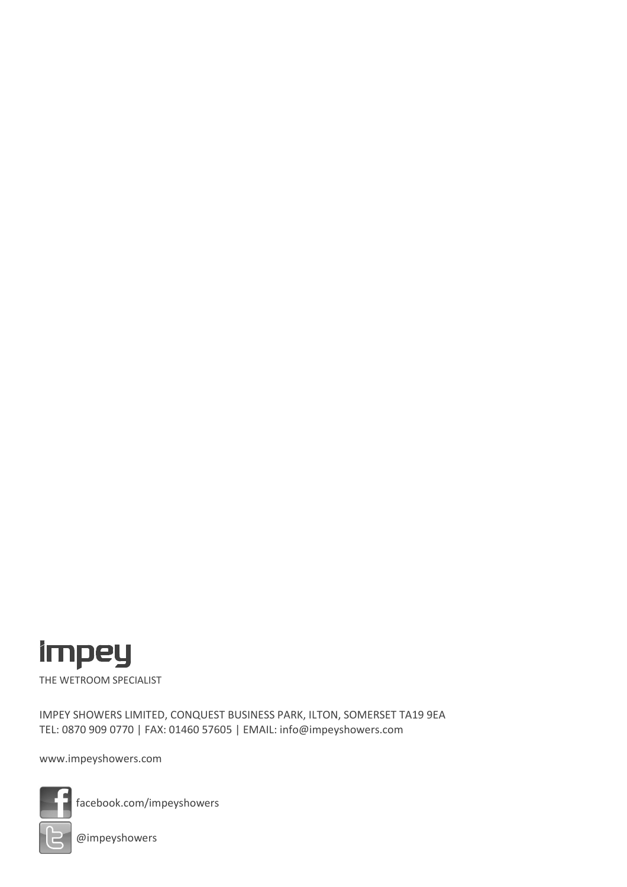impey

THE WETROOM SPECIALIST

IMPEY SHOWERS LIMITED, CONQUEST BUSINESS PARK, ILTON, SOMERSET TA19 9EA
TEL: 0870 909 0770 | FAX: 01460 57605 | EMAIL: info@impeyshowers.com

www.impeyshowers.com

facebook.com/impeyshowers

@impeyshowers